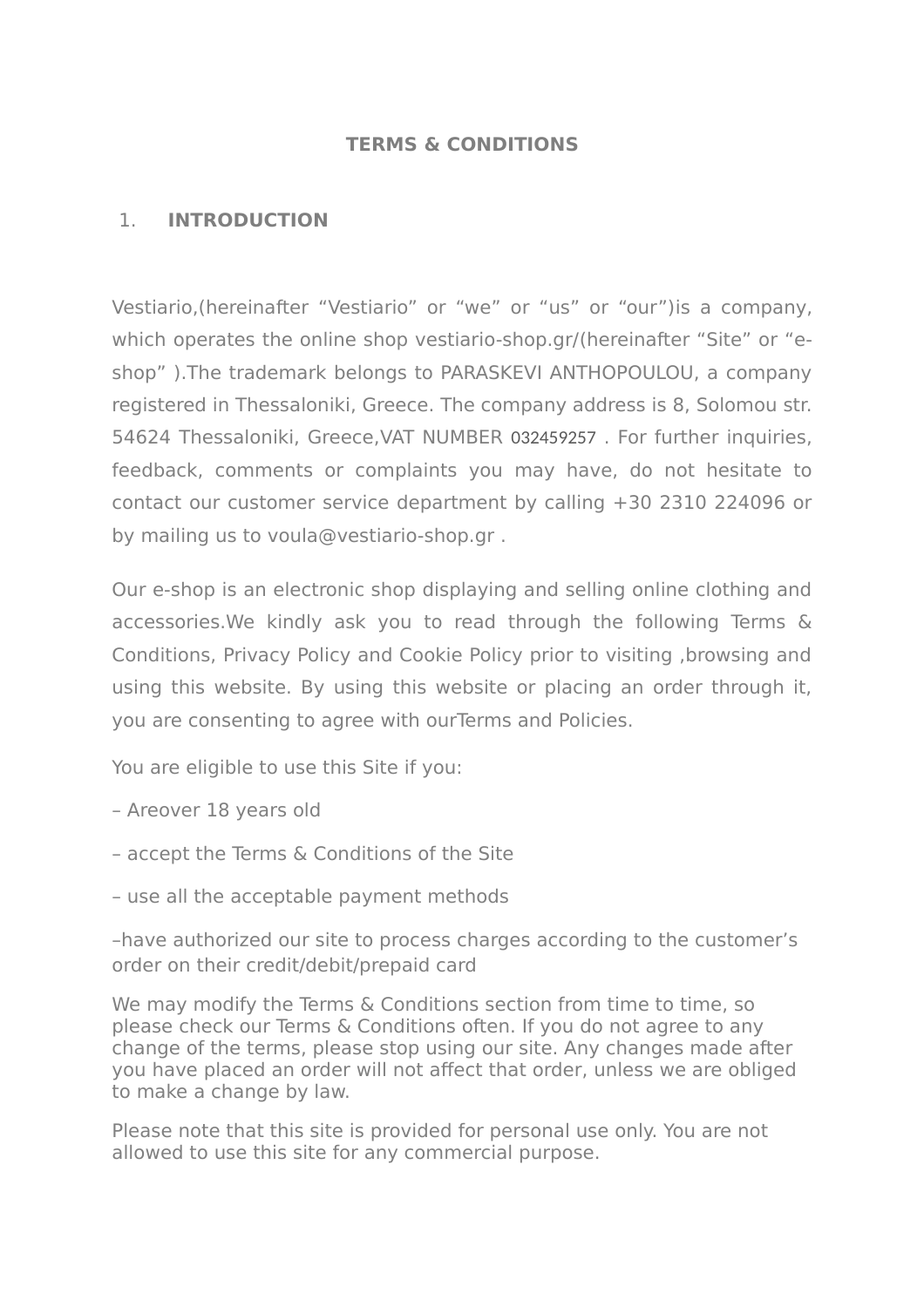# TERMS & CONDITIONS

## 1. INTRODUCTION

Vestiario,(hereinafter “Vestiario” or “we” or “us” or “our”)is a company, which operates the online shop vestiario-shop.gr/(hereinafter “Site” or “e-shop” ).The trademark belongs to PARASKEVI ANTHOPOULOU, a company registered in Thessaloniki, Greece. The company address is 8, Solomou str. 54624 Thessaloniki, Greece,VAT NUMBER 032459257 . For further inquiries, feedback, comments or complaints you may have, do not hesitate to contact our customer service department by calling +30 2310 224096 or by mailing us to voula@vestiario-shop.gr .

Our e-shop is an electronic shop displaying and selling online clothing and accessories.We kindly ask you to read through the following Terms & Conditions, Privacy Policy and Cookie Policy prior to visiting ,browsing and using this website. By using this website or placing an order through it, you are consenting to agree with ourTerms and Policies.

You are eligible to use this Site if you:

– Areover 18 years old

– accept the Terms & Conditions of the Site

– use all the acceptable payment methods

–have authorized our site to process charges according to the customer’s order on their credit/debit/prepaid card

We may modify the Terms & Conditions section from time to time, so please check our Terms & Conditions often. If you do not agree to any change of the terms, please stop using our site. Any changes made after you have placed an order will not affect that order, unless we are obliged to make a change by law.

Please note that this site is provided for personal use only. You are not allowed to use this site for any commercial purpose.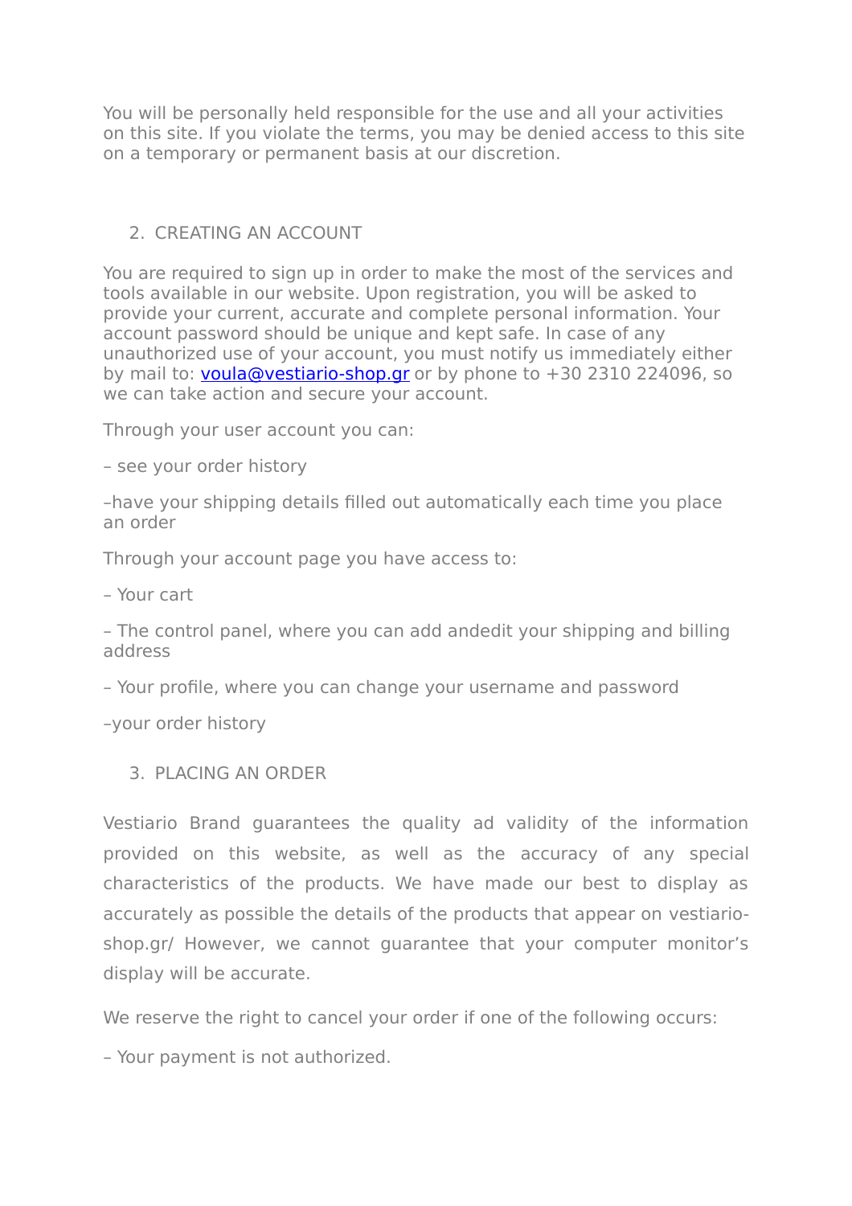You will be personally held responsible for the use and all your activities on this site. If you violate the terms, you may be denied access to this site on a temporary or permanent basis at our discretion.

2. CREATING AN ACCOUNT

You are required to sign up in order to make the most of the services and tools available in our website. Upon registration, you will be asked to provide your current, accurate and complete personal information. Your account password should be unique and kept safe. In case of any unauthorized use of your account, you must notify us immediately either by mail to: voula@vestiario-shop.gr or by phone to +30 2310 224096, so we can take action and secure your account.

Through your user account you can:

– see your order history

–have your shipping details filled out automatically each time you place an order

Through your account page you have access to:

– Your cart

– The control panel, where you can add andedit your shipping and billing address

– Your profile, where you can change your username and password

–your order history

3. PLACING AN ORDER

Vestiario Brand guarantees the quality ad validity of the information provided on this website, as well as the accuracy of any special characteristics of the products. We have made our best to display as accurately as possible the details of the products that appear on vestiario-shop.gr/ However, we cannot guarantee that your computer monitor's display will be accurate.

We reserve the right to cancel your order if one of the following occurs:

– Your payment is not authorized.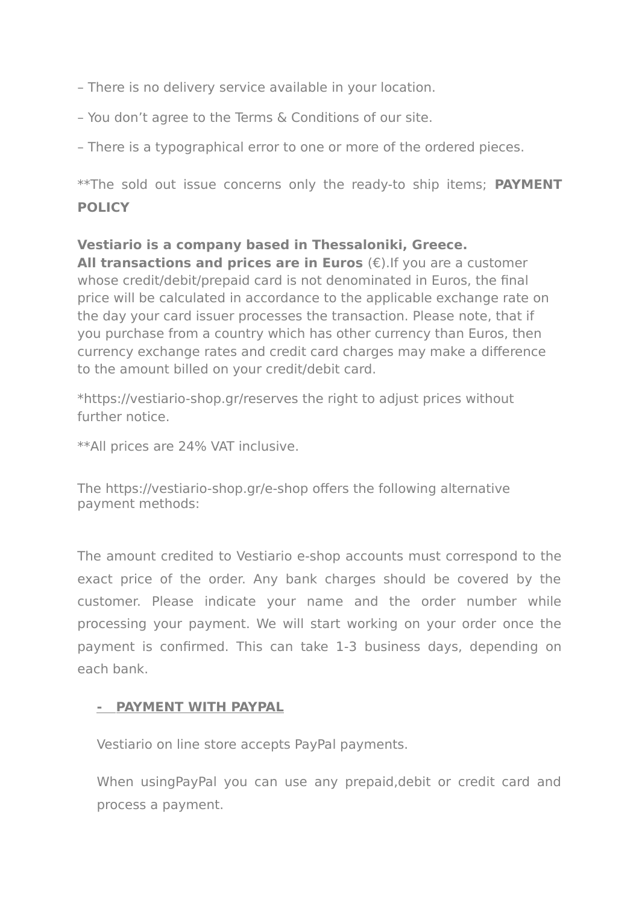– There is no delivery service available in your location.

– You don't agree to the Terms & Conditions of our site.

– There is a typographical error to one or more of the ordered pieces.

**The sold out issue concerns only the ready-to ship items; **PAYMENT POLICY**

**Vestiario is a company based in Thessaloniki, Greece.**
**All transactions and prices are in Euros** (€).If you are a customer whose credit/debit/prepaid card is not denominated in Euros, the final price will be calculated in accordance to the applicable exchange rate on the day your card issuer processes the transaction. Please note, that if you purchase from a country which has other currency than Euros, then currency exchange rates and credit card charges may make a difference to the amount billed on your credit/debit card.

*https://vestiario-shop.gr/reserves the right to adjust prices without further notice.

**All prices are 24% VAT inclusive.

The https://vestiario-shop.gr/e-shop offers the following alternative payment methods:

The amount credited to Vestiario e-shop accounts must correspond to the exact price of the order. Any bank charges should be covered by the customer. Please indicate your name and the order number while processing your payment. We will start working on your order once the payment is confirmed. This can take 1-3 business days, depending on each bank.

**- PAYMENT WITH PAYPAL**

Vestiario on line store accepts PayPal payments.

When usingPayPal you can use any prepaid,debit or credit card and process a payment.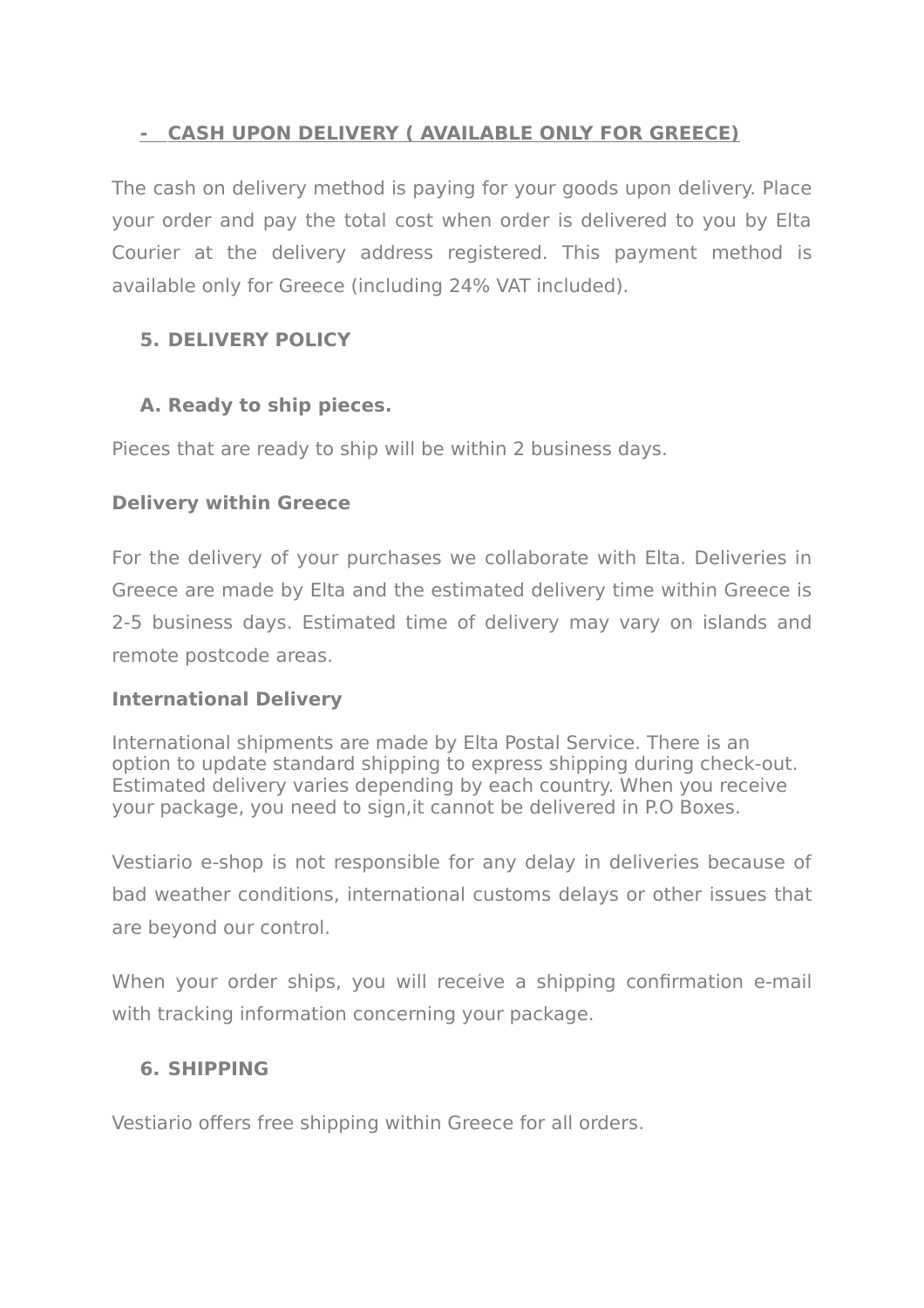## - CASH UPON DELIVERY ( AVAILABLE ONLY FOR GREECE)

The cash on delivery method is paying for your goods upon delivery. Place your order and pay the total cost when order is delivered to you by Elta Courier at the delivery address registered. This payment method is available only for Greece (including 24% VAT included).

## 5. DELIVERY POLICY

### A. Ready to ship pieces.

Pieces that are ready to ship will be within 2 business days.

**Delivery within Greece**

For the delivery of your purchases we collaborate with Elta. Deliveries in Greece are made by Elta and the estimated delivery time within Greece is 2-5 business days. Estimated time of delivery may vary on islands and remote postcode areas.

**International Delivery**

International shipments are made by Elta Postal Service. There is an option to update standard shipping to express shipping during check-out. Estimated delivery varies depending by each country. When you receive your package, you need to sign,it cannot be delivered in P.O Boxes.

Vestiario e-shop is not responsible for any delay in deliveries because of bad weather conditions, international customs delays or other issues that are beyond our control.

When your order ships, you will receive a shipping confirmation e-mail with tracking information concerning your package.

## 6. SHIPPING

Vestiario offers free shipping within Greece for all orders.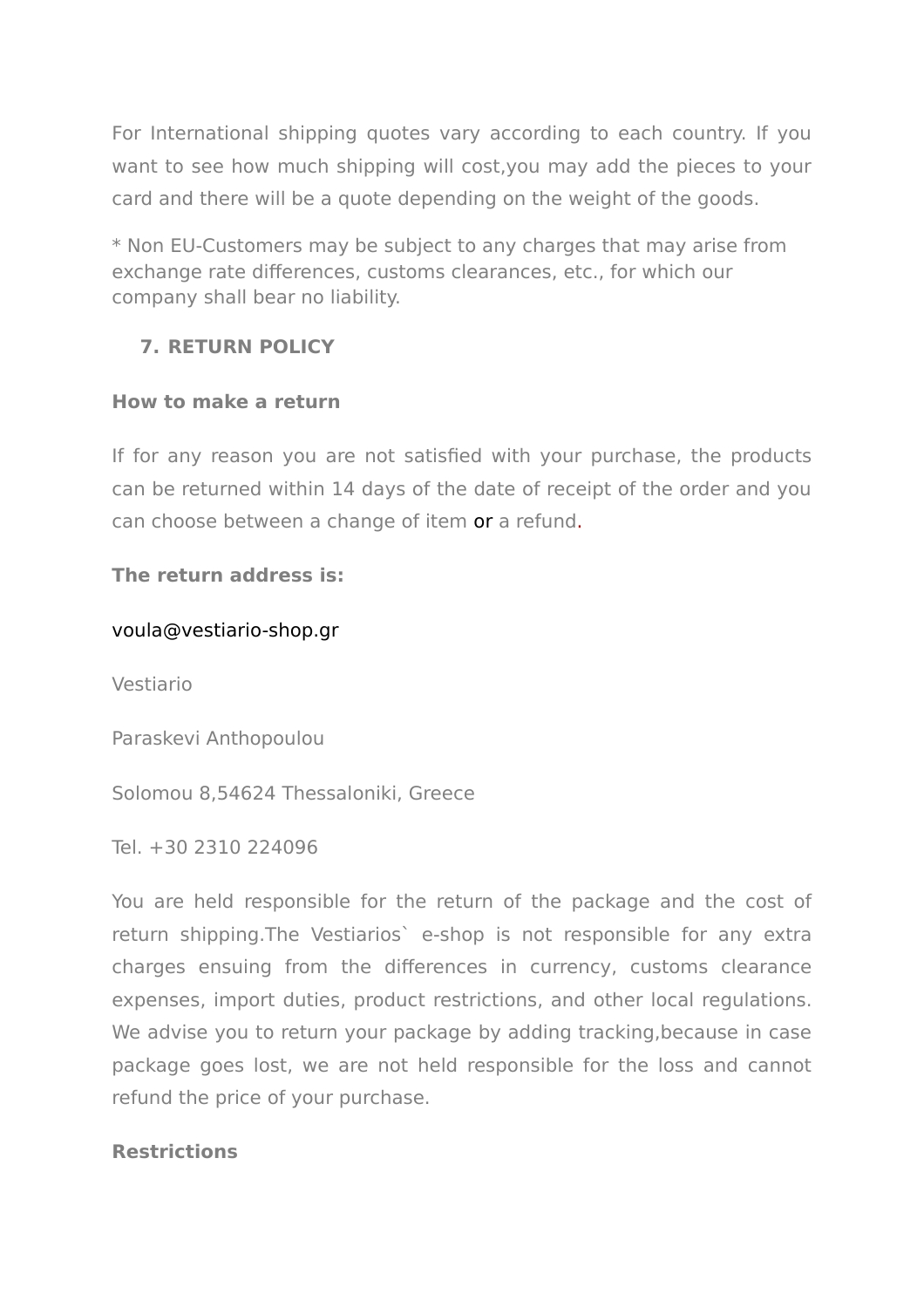For International shipping quotes vary according to each country. If you want to see how much shipping will cost,you may add the pieces to your card and there will be a quote depending on the weight of the goods.

* Non EU-Customers may be subject to any charges that may arise from exchange rate differences, customs clearances, etc., for which our company shall bear no liability.

## 7. RETURN POLICY

**How to make a return**

If for any reason you are not satisfied with your purchase, the products can be returned within 14 days of the date of receipt of the order and you can choose between a change of item or a refund.

**The return address is:**

voula@vestiario-shop.gr

Vestiario

Paraskevi Anthopoulou

Solomou 8,54624 Thessaloniki, Greece

Tel. +30 2310 224096

You are held responsible for the return of the package and the cost of return shipping.The Vestiarios` e-shop is not responsible for any extra charges ensuing from the differences in currency, customs clearance expenses, import duties, product restrictions, and other local regulations. We advise you to return your package by adding tracking,because in case package goes lost, we are not held responsible for the loss and cannot refund the price of your purchase.

**Restrictions**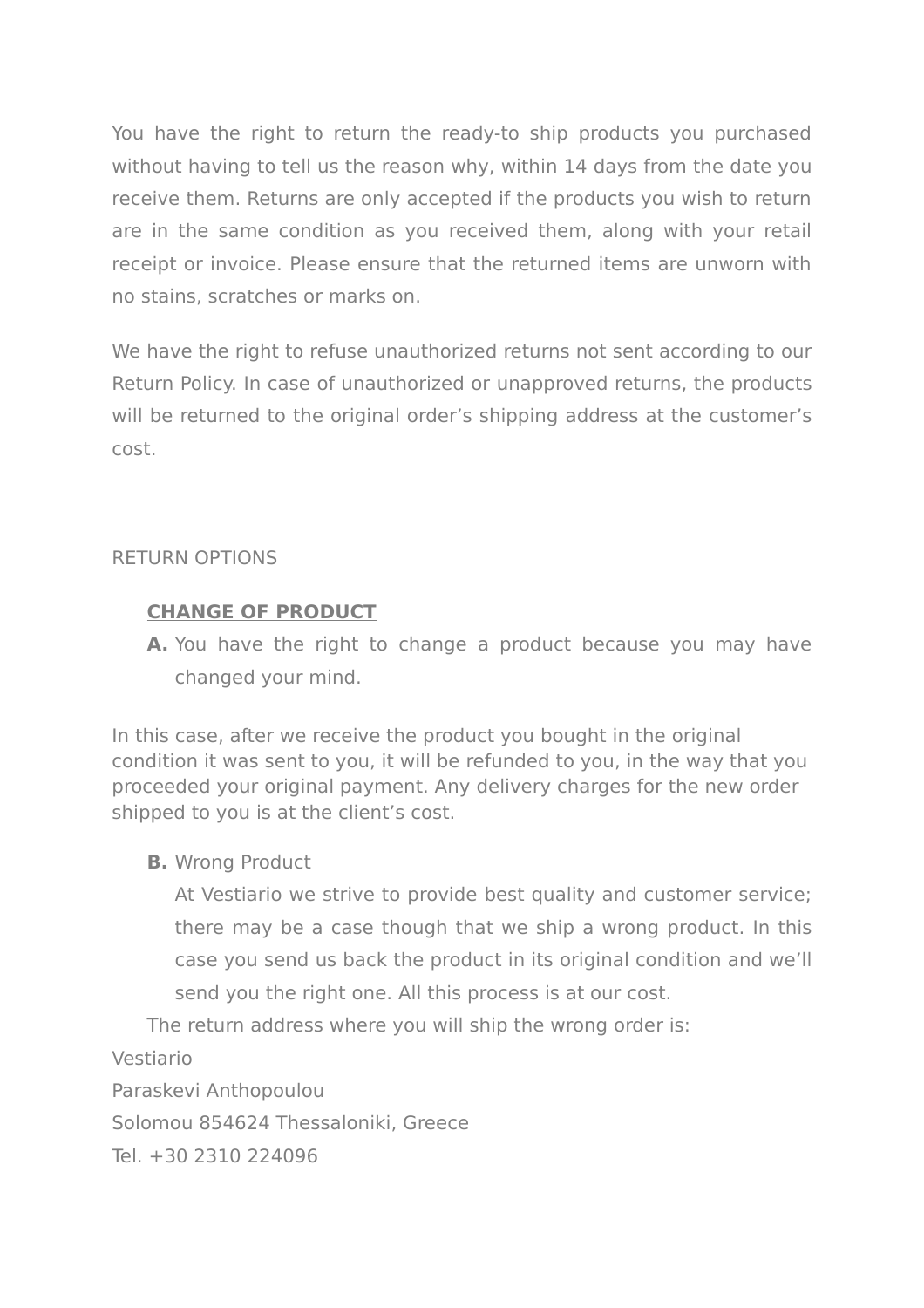You have the right to return the ready-to ship products you purchased without having to tell us the reason why, within 14 days from the date you receive them. Returns are only accepted if the products you wish to return are in the same condition as you received them, along with your retail receipt or invoice. Please ensure that the returned items are unworn with no stains, scratches or marks on.

We have the right to refuse unauthorized returns not sent according to our Return Policy. In case of unauthorized or unapproved returns, the products will be returned to the original order's shipping address at the customer's cost.

RETURN OPTIONS

**CHANGE OF PRODUCT**

**A.** You have the right to change a product because you may have changed your mind.

In this case, after we receive the product you bought in the original condition it was sent to you, it will be refunded to you, in the way that you proceeded your original payment. Any delivery charges for the new order shipped to you is at the client's cost.

**B.** Wrong Product

At Vestiario we strive to provide best quality and customer service; there may be a case though that we ship a wrong product. In this case you send us back the product in its original condition and we'll send you the right one. All this process is at our cost.

The return address where you will ship the wrong order is:

Vestiario
Paraskevi Anthopoulou
Solomou 854624 Thessaloniki, Greece
Tel. +30 2310 224096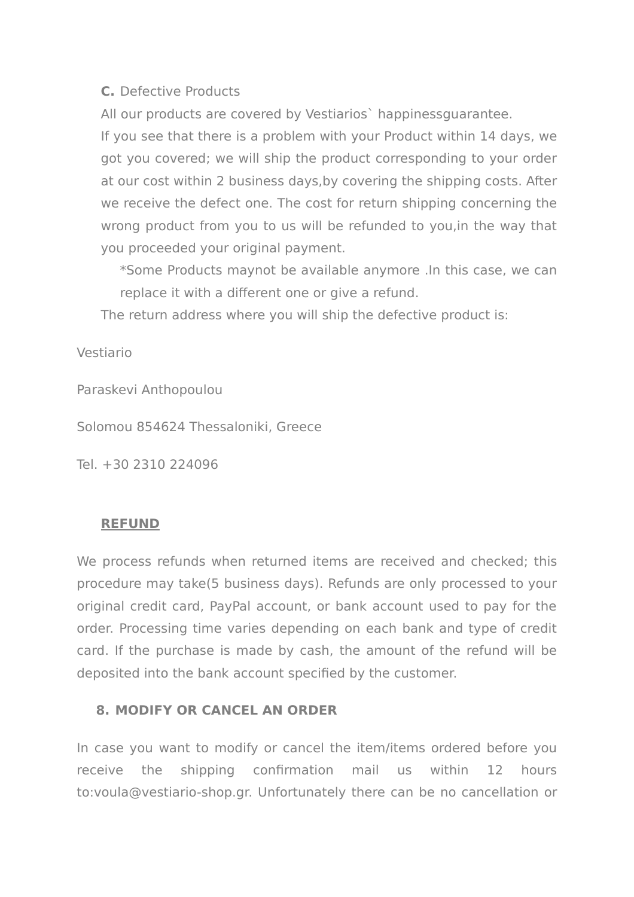**C.** Defective Products

All our products are covered by Vestiarios` happinessguarantee.

If you see that there is a problem with your Product within 14 days, we got you covered; we will ship the product corresponding to your order at our cost within 2 business days,by covering the shipping costs. After we receive the defect one. The cost for return shipping concerning the wrong product from you to us will be refunded to you,in the way that you proceeded your original payment.

*Some Products maynot be available anymore .In this case, we can replace it with a different one or give a refund.

The return address where you will ship the defective product is:

Vestiario

Paraskevi Anthopoulou

Solomou 854624 Thessaloniki, Greece

Tel. +30 2310 224096

**REFUND**

We process refunds when returned items are received and checked; this procedure may take(5 business days). Refunds are only processed to your original credit card, PayPal account, or bank account used to pay for the order. Processing time varies depending on each bank and type of credit card. If the purchase is made by cash, the amount of the refund will be deposited into the bank account specified by the customer.

## 8. MODIFY OR CANCEL AN ORDER

In case you want to modify or cancel the item/items ordered before you receive the shipping confirmation mail us within 12 hours to:voula@vestiario-shop.gr. Unfortunately there can be no cancellation or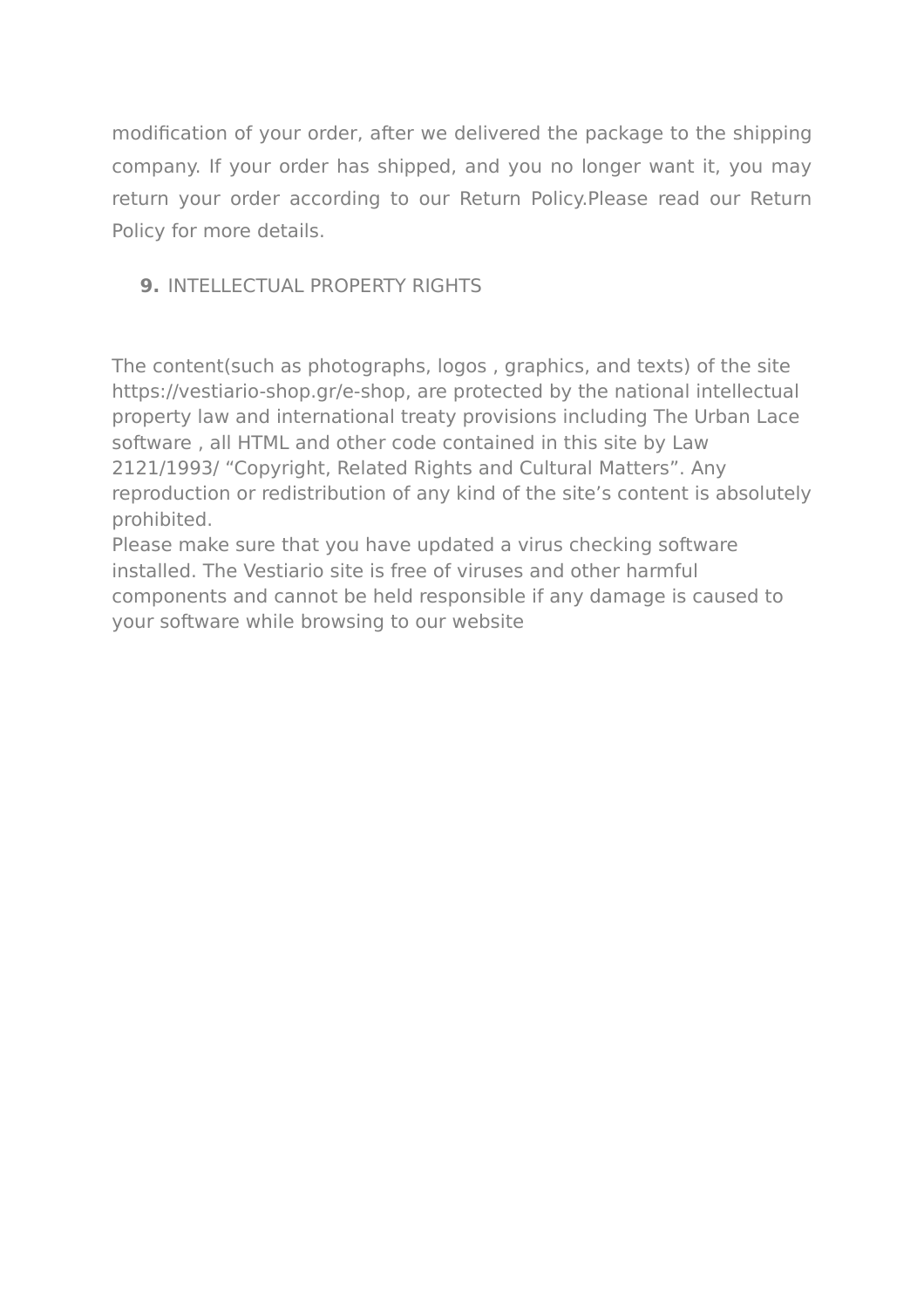modification of your order, after we delivered the package to the shipping company. If your order has shipped, and you no longer want it, you may return your order according to our Return Policy.Please read our Return Policy for more details.

## **9.** INTELLECTUAL PROPERTY RIGHTS

The content(such as photographs, logos , graphics, and texts) of the site https://vestiario-shop.gr/e-shop, are protected by the national intellectual property law and international treaty provisions including The Urban Lace software , all HTML and other code contained in this site by Law 2121/1993/ “Copyright, Related Rights and Cultural Matters”. Any reproduction or redistribution of any kind of the site’s content is absolutely prohibited.
Please make sure that you have updated a virus checking software installed. The Vestiario site is free of viruses and other harmful components and cannot be held responsible if any damage is caused to your software while browsing to our website